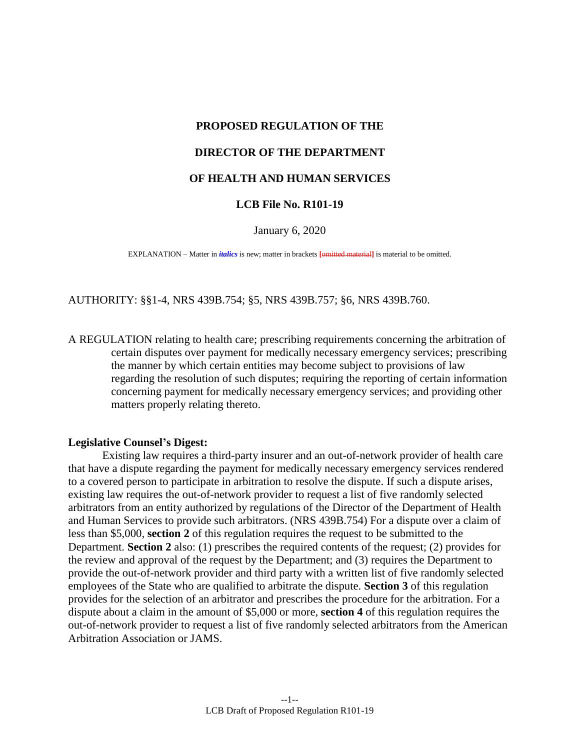**PROPOSED REGULATION OF THE**

**DIRECTOR OF THE DEPARTMENT**

**OF HEALTH AND HUMAN SERVICES**

**LCB File No. R101-19**

January 6, 2020

EXPLANATION – Matter in ***italics*** is new; matter in brackets **[~~omitted material~~]** is material to be omitted.

AUTHORITY: §§1-4, NRS 439B.754; §5, NRS 439B.757; §6, NRS 439B.760.

A REGULATION relating to health care; prescribing requirements concerning the arbitration of certain disputes over payment for medically necessary emergency services; prescribing the manner by which certain entities may become subject to provisions of law regarding the resolution of such disputes; requiring the reporting of certain information concerning payment for medically necessary emergency services; and providing other matters properly relating thereto.

**Legislative Counsel's Digest:**

Existing law requires a third-party insurer and an out-of-network provider of health care that have a dispute regarding the payment for medically necessary emergency services rendered to a covered person to participate in arbitration to resolve the dispute. If such a dispute arises, existing law requires the out-of-network provider to request a list of five randomly selected arbitrators from an entity authorized by regulations of the Director of the Department of Health and Human Services to provide such arbitrators. (NRS 439B.754) For a dispute over a claim of less than $5,000, **section 2** of this regulation requires the request to be submitted to the Department. **Section 2** also: (1) prescribes the required contents of the request; (2) provides for the review and approval of the request by the Department; and (3) requires the Department to provide the out-of-network provider and third party with a written list of five randomly selected employees of the State who are qualified to arbitrate the dispute. **Section 3** of this regulation provides for the selection of an arbitrator and prescribes the procedure for the arbitration. For a dispute about a claim in the amount of $5,000 or more, **section 4** of this regulation requires the out-of-network provider to request a list of five randomly selected arbitrators from the American Arbitration Association or JAMS.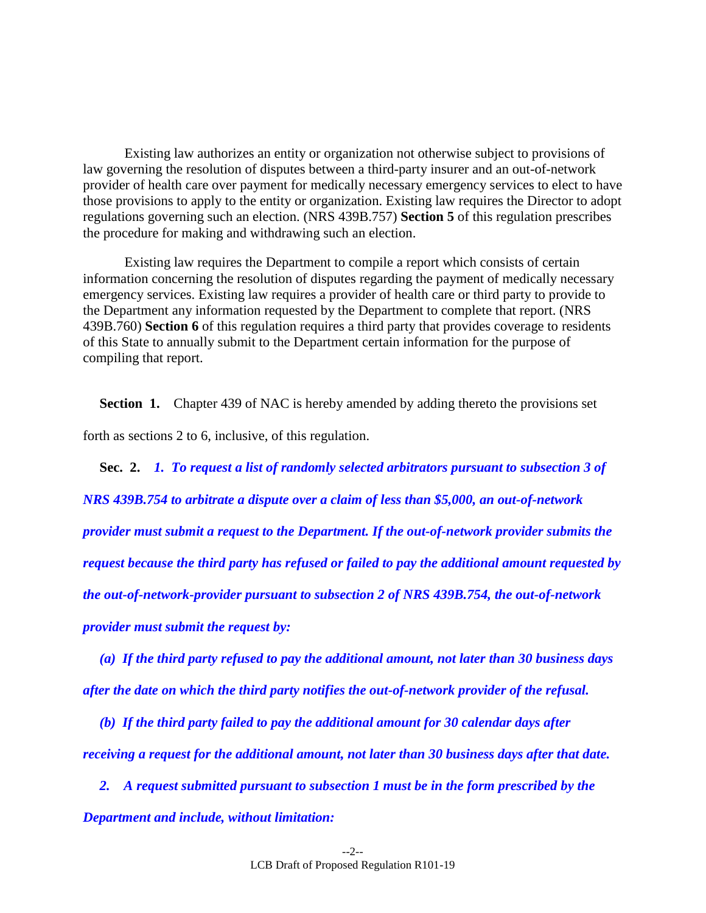Existing law authorizes an entity or organization not otherwise subject to provisions of law governing the resolution of disputes between a third-party insurer and an out-of-network provider of health care over payment for medically necessary emergency services to elect to have those provisions to apply to the entity or organization. Existing law requires the Director to adopt regulations governing such an election. (NRS 439B.757) **Section 5** of this regulation prescribes the procedure for making and withdrawing such an election.

Existing law requires the Department to compile a report which consists of certain information concerning the resolution of disputes regarding the payment of medically necessary emergency services. Existing law requires a provider of health care or third party to provide to the Department any information requested by the Department to complete that report. (NRS 439B.760) **Section 6** of this regulation requires a third party that provides coverage to residents of this State to annually submit to the Department certain information for the purpose of compiling that report.

**Section 1.** Chapter 439 of NAC is hereby amended by adding thereto the provisions set forth as sections 2 to 6, inclusive, of this regulation.

**Sec. 2.** ***1. To request a list of randomly selected arbitrators pursuant to subsection 3 of NRS 439B.754 to arbitrate a dispute over a claim of less than $5,000, an out-of-network provider must submit a request to the Department. If the out-of-network provider submits the request because the third party has refused or failed to pay the additional amount requested by the out-of-network-provider pursuant to subsection 2 of NRS 439B.754, the out-of-network provider must submit the request by:***

***(a) If the third party refused to pay the additional amount, not later than 30 business days after the date on which the third party notifies the out-of-network provider of the refusal.***

***(b) If the third party failed to pay the additional amount for 30 calendar days after receiving a request for the additional amount, not later than 30 business days after that date.***

***2. A request submitted pursuant to subsection 1 must be in the form prescribed by the Department and include, without limitation:***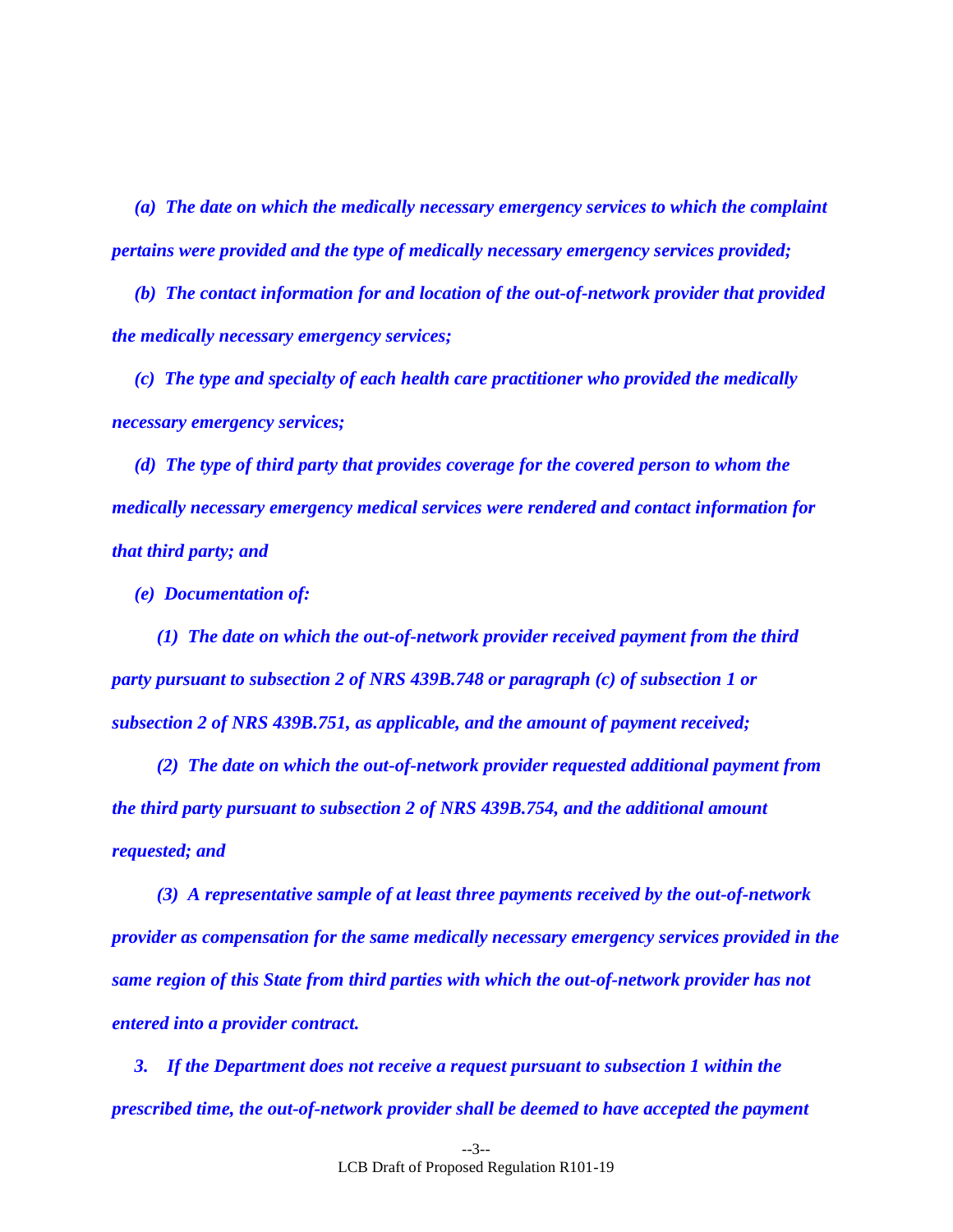***(a) The date on which the medically necessary emergency services to which the complaint pertains were provided and the type of medically necessary emergency services provided;***

***(b) The contact information for and location of the out-of-network provider that provided the medically necessary emergency services;***

***(c) The type and specialty of each health care practitioner who provided the medically necessary emergency services;***

***(d) The type of third party that provides coverage for the covered person to whom the medically necessary emergency medical services were rendered and contact information for that third party; and***

***(e) Documentation of:***

***(1) The date on which the out-of-network provider received payment from the third party pursuant to subsection 2 of NRS 439B.748 or paragraph (c) of subsection 1 or subsection 2 of NRS 439B.751, as applicable, and the amount of payment received;***

***(2) The date on which the out-of-network provider requested additional payment from the third party pursuant to subsection 2 of NRS 439B.754, and the additional amount requested; and***

***(3) A representative sample of at least three payments received by the out-of-network provider as compensation for the same medically necessary emergency services provided in the same region of this State from third parties with which the out-of-network provider has not entered into a provider contract.***

***3. If the Department does not receive a request pursuant to subsection 1 within the prescribed time, the out-of-network provider shall be deemed to have accepted the payment***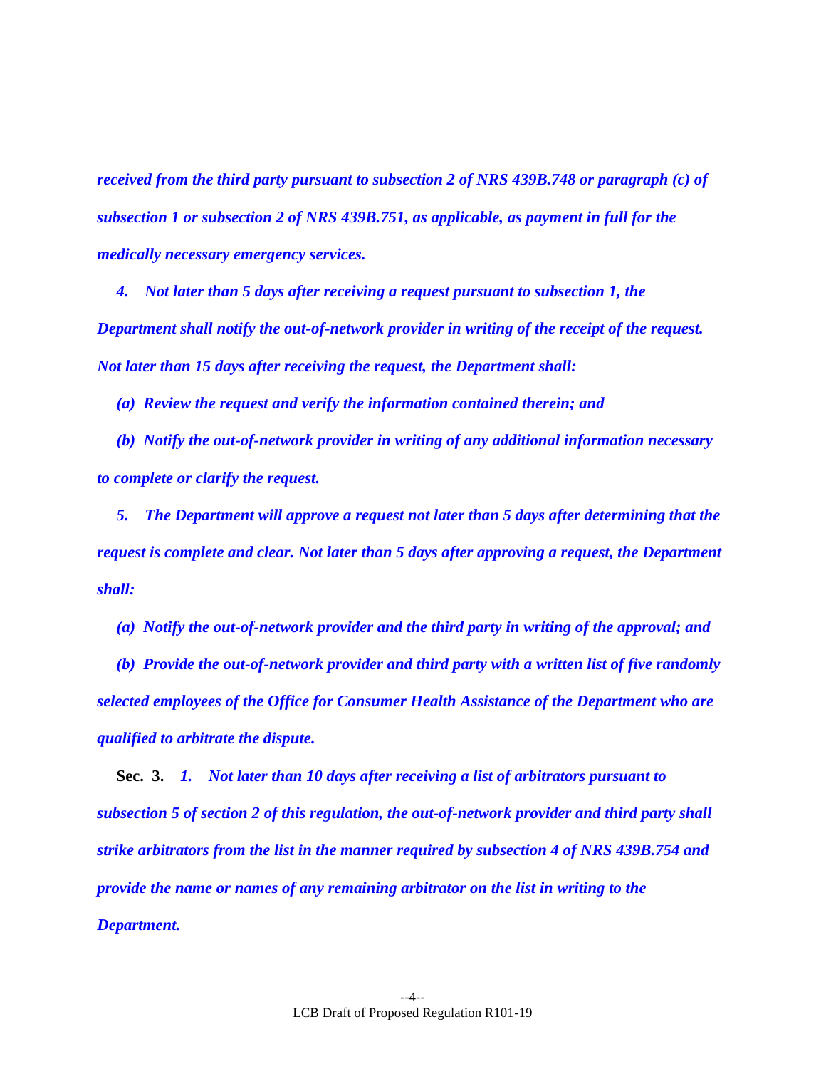*received from the third party pursuant to subsection 2 of NRS 439B.748 or paragraph (c) of subsection 1 or subsection 2 of NRS 439B.751, as applicable, as payment in full for the medically necessary emergency services.*

*4. Not later than 5 days after receiving a request pursuant to subsection 1, the Department shall notify the out-of-network provider in writing of the receipt of the request. Not later than 15 days after receiving the request, the Department shall:*

*(a) Review the request and verify the information contained therein; and*

*(b) Notify the out-of-network provider in writing of any additional information necessary to complete or clarify the request.*

*5. The Department will approve a request not later than 5 days after determining that the request is complete and clear. Not later than 5 days after approving a request, the Department shall:*

*(a) Notify the out-of-network provider and the third party in writing of the approval; and*

*(b) Provide the out-of-network provider and third party with a written list of five randomly selected employees of the Office for Consumer Health Assistance of the Department who are qualified to arbitrate the dispute.*

**Sec. 3.** *1. Not later than 10 days after receiving a list of arbitrators pursuant to subsection 5 of section 2 of this regulation, the out-of-network provider and third party shall strike arbitrators from the list in the manner required by subsection 4 of NRS 439B.754 and provide the name or names of any remaining arbitrator on the list in writing to the Department.*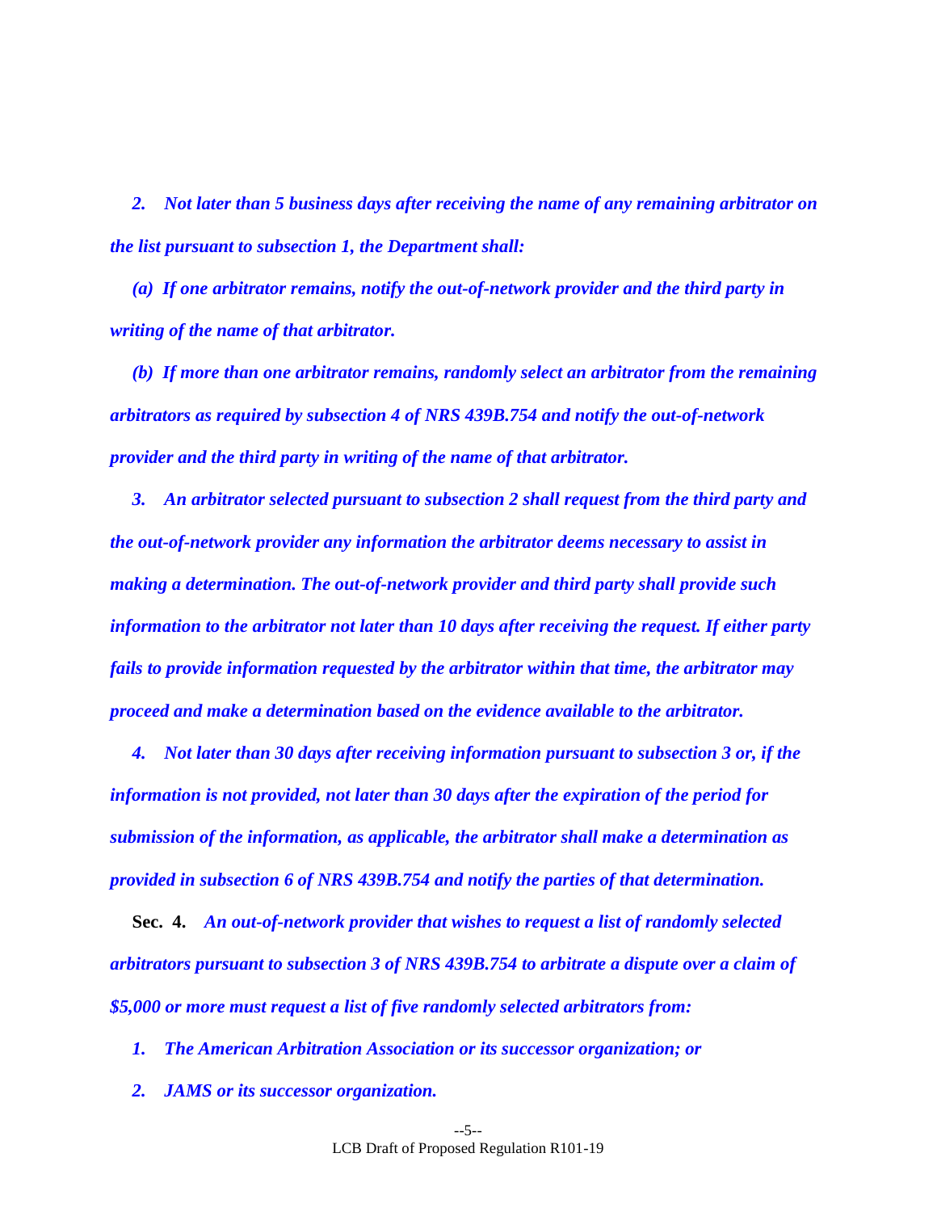*2. Not later than 5 business days after receiving the name of any remaining arbitrator on the list pursuant to subsection 1, the Department shall:*

*(a) If one arbitrator remains, notify the out-of-network provider and the third party in writing of the name of that arbitrator.*

*(b) If more than one arbitrator remains, randomly select an arbitrator from the remaining arbitrators as required by subsection 4 of NRS 439B.754 and notify the out-of-network provider and the third party in writing of the name of that arbitrator.*

*3. An arbitrator selected pursuant to subsection 2 shall request from the third party and the out-of-network provider any information the arbitrator deems necessary to assist in making a determination. The out-of-network provider and third party shall provide such information to the arbitrator not later than 10 days after receiving the request. If either party fails to provide information requested by the arbitrator within that time, the arbitrator may proceed and make a determination based on the evidence available to the arbitrator.*

*4. Not later than 30 days after receiving information pursuant to subsection 3 or, if the information is not provided, not later than 30 days after the expiration of the period for submission of the information, as applicable, the arbitrator shall make a determination as provided in subsection 6 of NRS 439B.754 and notify the parties of that determination.*

**Sec. 4.** *An out-of-network provider that wishes to request a list of randomly selected arbitrators pursuant to subsection 3 of NRS 439B.754 to arbitrate a dispute over a claim of $5,000 or more must request a list of five randomly selected arbitrators from:*

*1. The American Arbitration Association or its successor organization; or*

*2. JAMS or its successor organization.*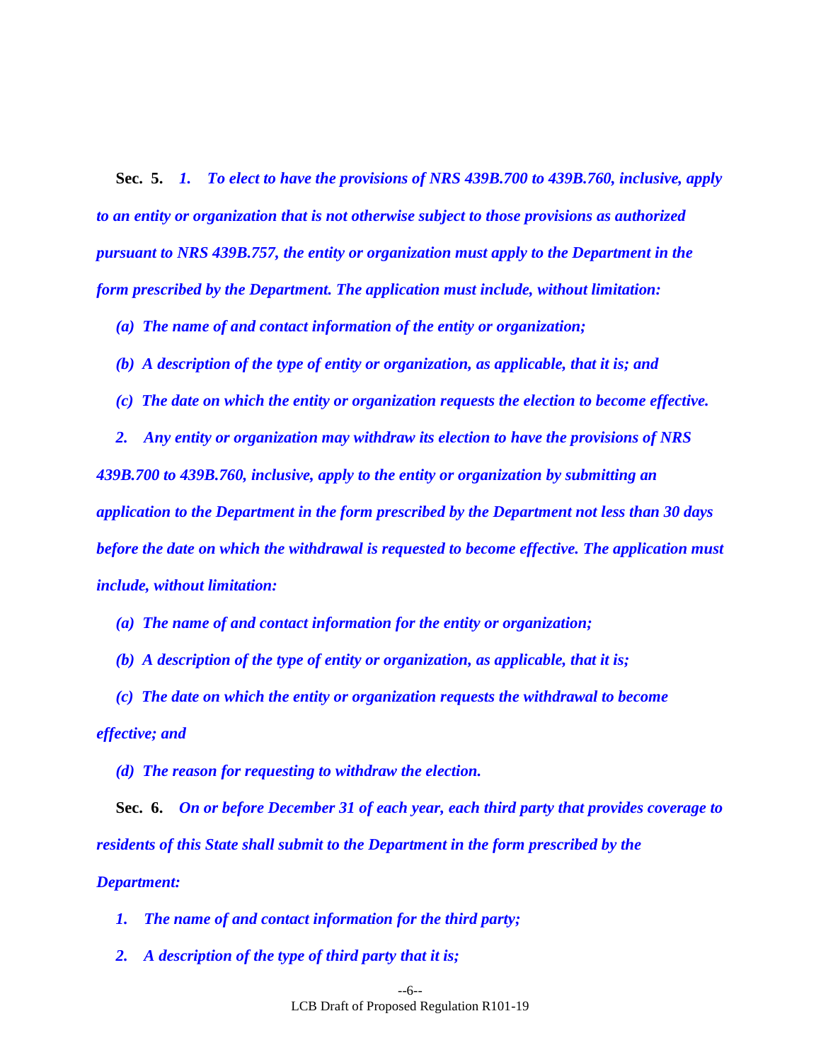**Sec. 5.** ***1. To elect to have the provisions of NRS 439B.700 to 439B.760, inclusive, apply to an entity or organization that is not otherwise subject to those provisions as authorized pursuant to NRS 439B.757, the entity or organization must apply to the Department in the form prescribed by the Department. The application must include, without limitation:***

***(a) The name of and contact information of the entity or organization;***

***(b) A description of the type of entity or organization, as applicable, that it is; and***

***(c) The date on which the entity or organization requests the election to become effective.***

***2. Any entity or organization may withdraw its election to have the provisions of NRS 439B.700 to 439B.760, inclusive, apply to the entity or organization by submitting an application to the Department in the form prescribed by the Department not less than 30 days before the date on which the withdrawal is requested to become effective. The application must include, without limitation:***

***(a) The name of and contact information for the entity or organization;***

***(b) A description of the type of entity or organization, as applicable, that it is;***

***(c) The date on which the entity or organization requests the withdrawal to become effective; and***

***(d) The reason for requesting to withdraw the election.***

**Sec. 6.** ***On or before December 31 of each year, each third party that provides coverage to residents of this State shall submit to the Department in the form prescribed by the Department:***

***1. The name of and contact information for the third party;***

***2. A description of the type of third party that it is;***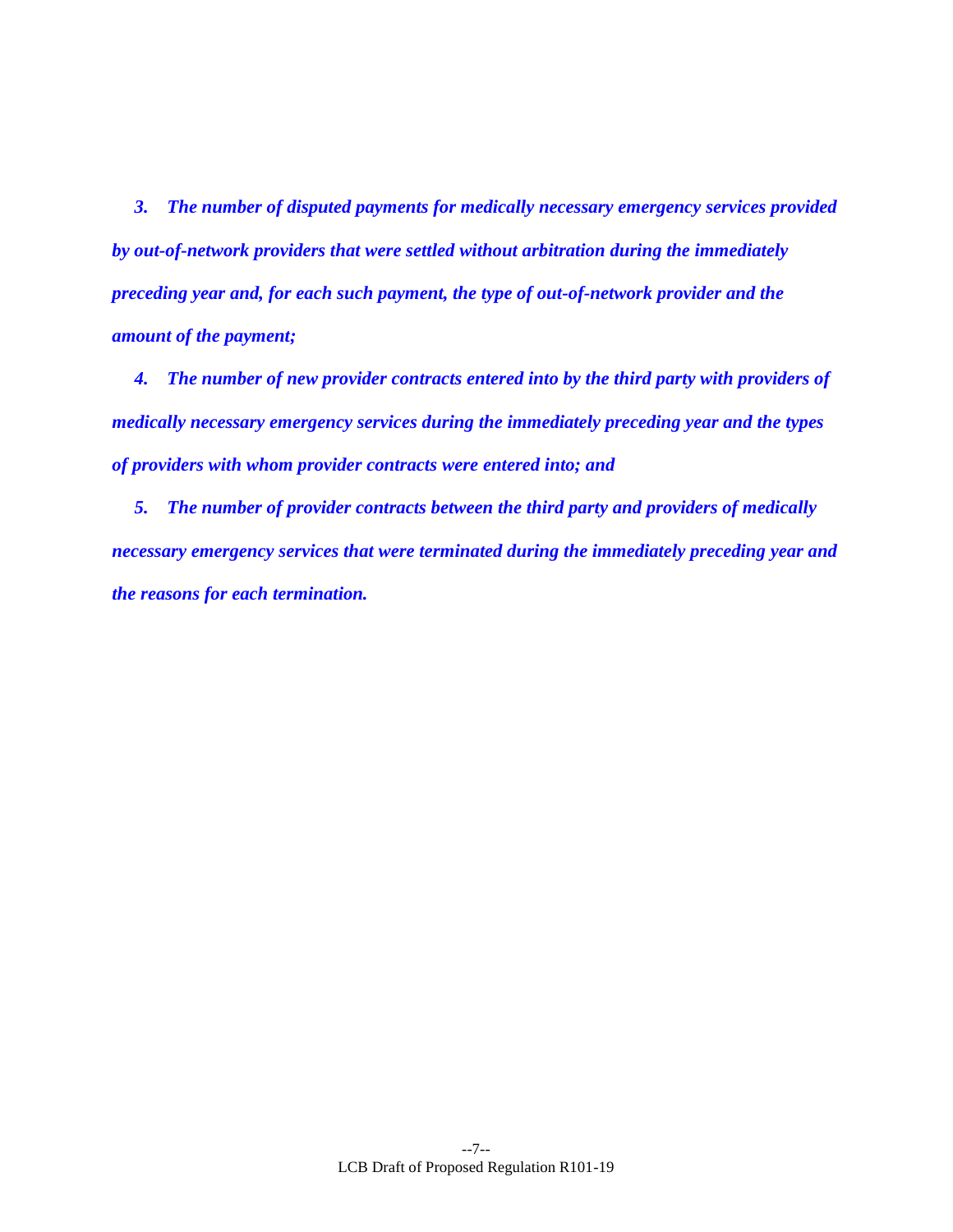***3. The number of disputed payments for medically necessary emergency services provided by out-of-network providers that were settled without arbitration during the immediately preceding year and, for each such payment, the type of out-of-network provider and the amount of the payment;***

***4. The number of new provider contracts entered into by the third party with providers of medically necessary emergency services during the immediately preceding year and the types of providers with whom provider contracts were entered into; and***

***5. The number of provider contracts between the third party and providers of medically necessary emergency services that were terminated during the immediately preceding year and the reasons for each termination.***